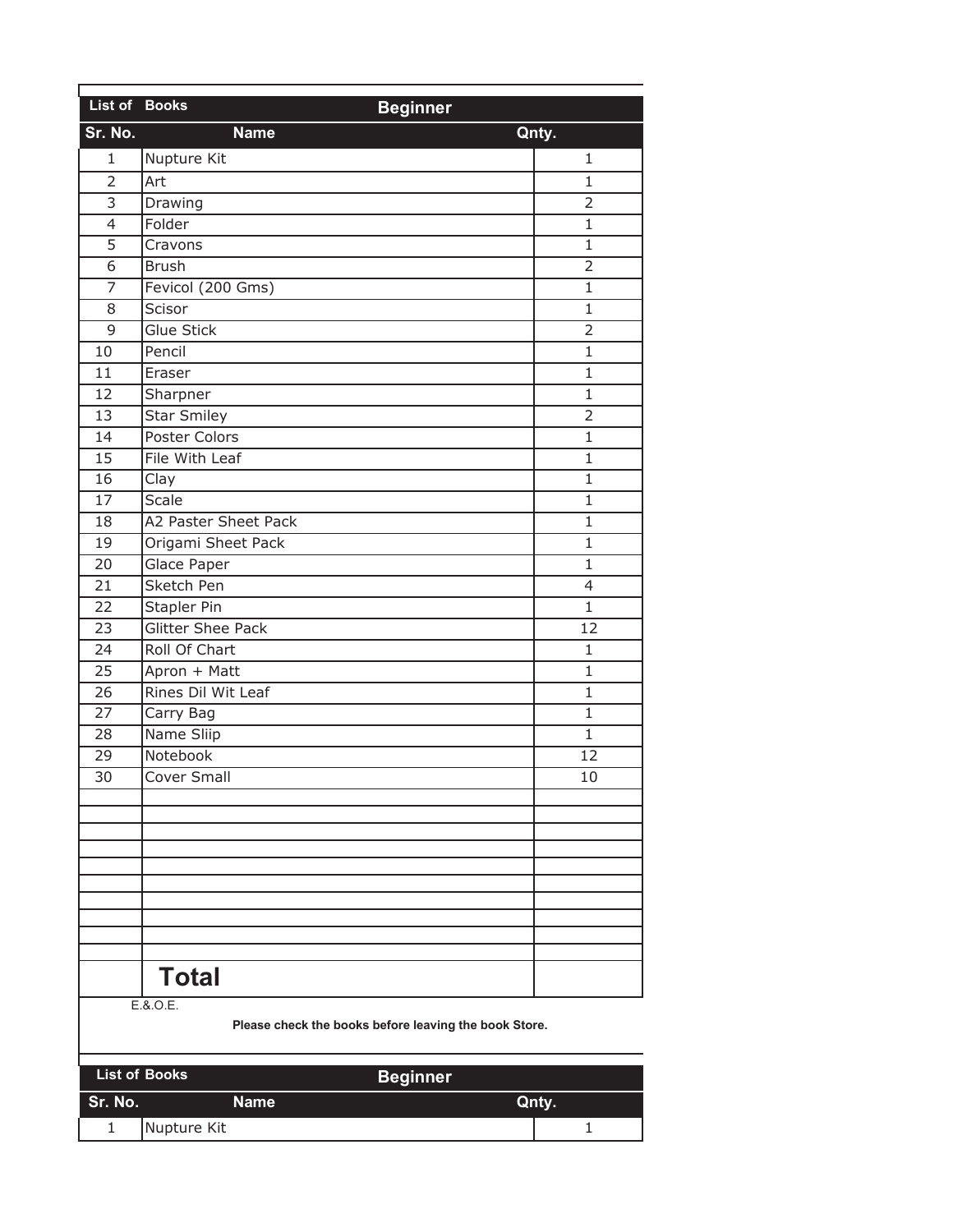| List of Books | Beginner | |
|---|---|---|
| **Sr. No.** | **Name** | **Qnty.** |
| 1 | Nupture Kit | 1 |
| 2 | Art | 1 |
| 3 | Drawing | 2 |
| 4 | Folder | 1 |
| 5 | Cravons | 1 |
| 6 | Brush | 2 |
| 7 | Fevicol (200 Gms) | 1 |
| 8 | Scisor | 1 |
| 9 | Glue Stick | 2 |
| 10 | Pencil | 1 |
| 11 | Eraser | 1 |
| 12 | Sharpner | 1 |
| 13 | Star Smiley | 2 |
| 14 | Poster Colors | 1 |
| 15 | File With Leaf | 1 |
| 16 | Clay | 1 |
| 17 | Scale | 1 |
| 18 | A2 Paster Sheet Pack | 1 |
| 19 | Origami Sheet Pack | 1 |
| 20 | Glace Paper | 1 |
| 21 | Sketch Pen | 4 |
| 22 | Stapler Pin | 1 |
| 23 | Glitter Shee Pack | 12 |
| 24 | Roll Of Chart | 1 |
| 25 | Apron + Matt | 1 |
| 26 | Rines Dil Wit Leaf | 1 |
| 27 | Carry Bag | 1 |
| 28 | Name Sliip | 1 |
| 29 | Notebook | 12 |
| 30 | Cover Small | 10 |
| | | |
| | | |
| | | |
| | | |
| | | |
| | | |
| | | |
| | | |
| | | |
| | | |
| | **Total** | |

E.&.O.E.

**Please check the books before leaving the book Store.**

| List of Books | Beginner | |
|---|---|---|
| **Sr. No.** | **Name** | **Qnty.** |
| 1 | Nupture Kit | 1 |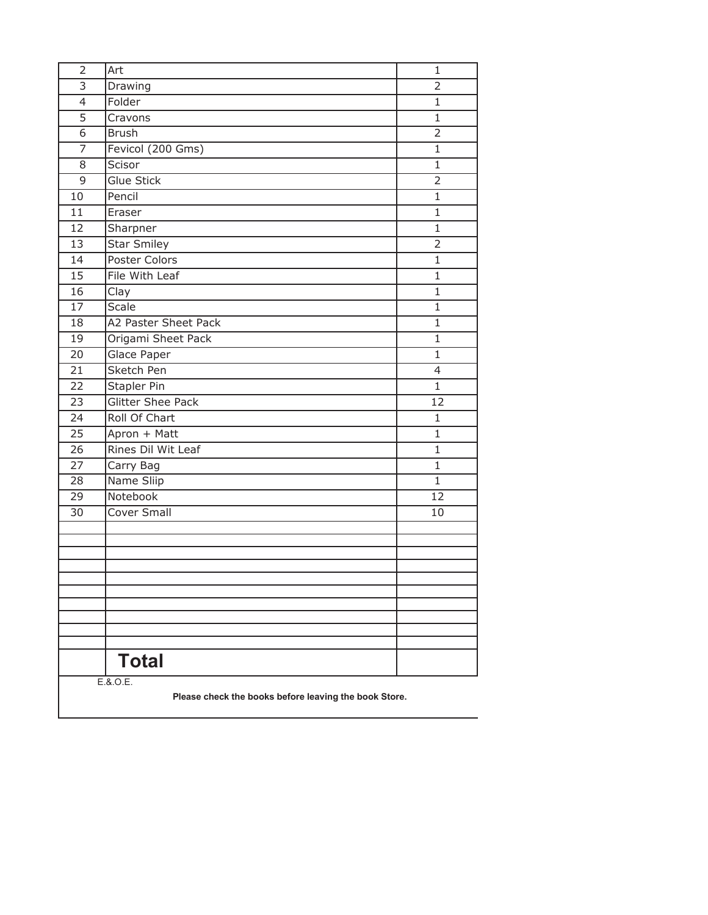| | | |
|---|---|---|
| 2 | Art | 1 |
| 3 | Drawing | 2 |
| 4 | Folder | 1 |
| 5 | Cravons | 1 |
| 6 | Brush | 2 |
| 7 | Fevicol (200 Gms) | 1 |
| 8 | Scisor | 1 |
| 9 | Glue Stick | 2 |
| 10 | Pencil | 1 |
| 11 | Eraser | 1 |
| 12 | Sharpner | 1 |
| 13 | Star Smiley | 2 |
| 14 | Poster Colors | 1 |
| 15 | File With Leaf | 1 |
| 16 | Clay | 1 |
| 17 | Scale | 1 |
| 18 | A2 Paster Sheet Pack | 1 |
| 19 | Origami Sheet Pack | 1 |
| 20 | Glace Paper | 1 |
| 21 | Sketch Pen | 4 |
| 22 | Stapler Pin | 1 |
| 23 | Glitter Shee Pack | 12 |
| 24 | Roll Of Chart | 1 |
| 25 | Apron + Matt | 1 |
| 26 | Rines Dil Wit Leaf | 1 |
| 27 | Carry Bag | 1 |
| 28 | Name Sliip | 1 |
| 29 | Notebook | 12 |
| 30 | Cover Small | 10 |
| | | |
| | | |
| | | |
| | | |
| | | |
| | | |
| | | |
| | | |
| | | |
| | | |
| | **Total** | |

E.&.O.E.

**Please check the books before leaving the book Store.**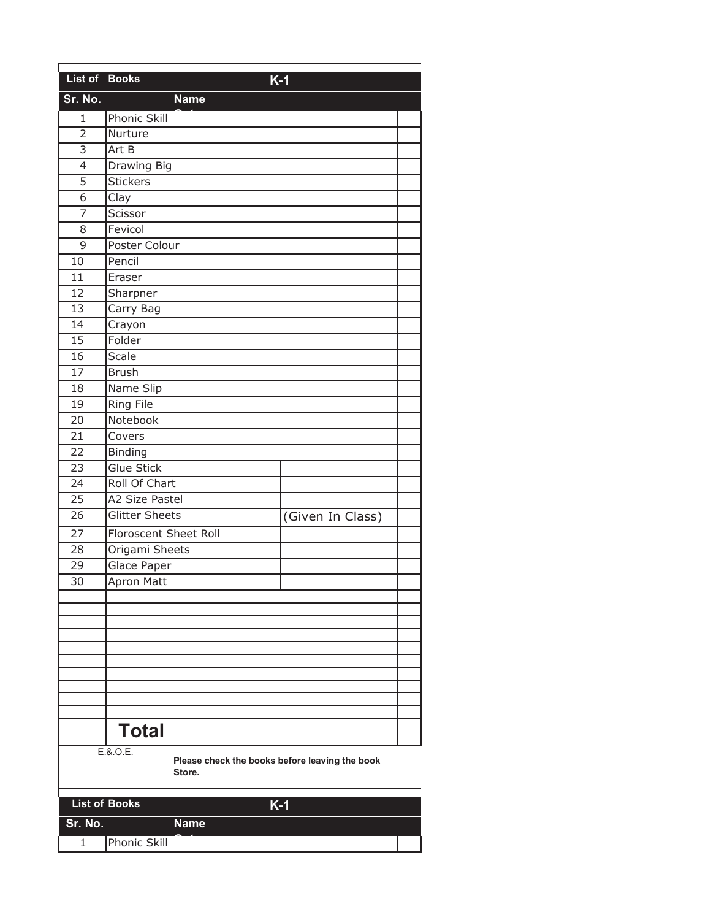| List of Books | K-1 | | |
|---|---|---|---|
| **Sr. No.** | **Name** | | |
| 1 | Phonic Skill | | |
| 2 | Nurture | | |
| 3 | Art B | | |
| 4 | Drawing Big | | |
| 5 | Stickers | | |
| 6 | Clay | | |
| 7 | Scissor | | |
| 8 | Fevicol | | |
| 9 | Poster Colour | | |
| 10 | Pencil | | |
| 11 | Eraser | | |
| 12 | Sharpner | | |
| 13 | Carry Bag | | |
| 14 | Crayon | | |
| 15 | Folder | | |
| 16 | Scale | | |
| 17 | Brush | | |
| 18 | Name Slip | | |
| 19 | Ring File | | |
| 20 | Notebook | | |
| 21 | Covers | | |
| 22 | Binding | | |
| 23 | Glue Stick | | |
| 24 | Roll Of Chart | | |
| 25 | A2 Size Pastel | | |
| 26 | Glitter Sheets | (Given In Class) | |
| 27 | Floroscent Sheet Roll | | |
| 28 | Origami Sheets | | |
| 29 | Glace Paper | | |
| 30 | Apron Matt | | |
| | | | |
| | | | |
| | | | |
| | | | |
| | | | |
| | | | |
| | | | |
| | | | |
| | | | |
| | | | |
| | **Total** | | |

E.&.O.E.

**Please check the books before leaving the book Store.**

| List of Books | K-1 | |
|---|---|---|
| **Sr. No.** | **Name** | |
| 1 | Phonic Skill | |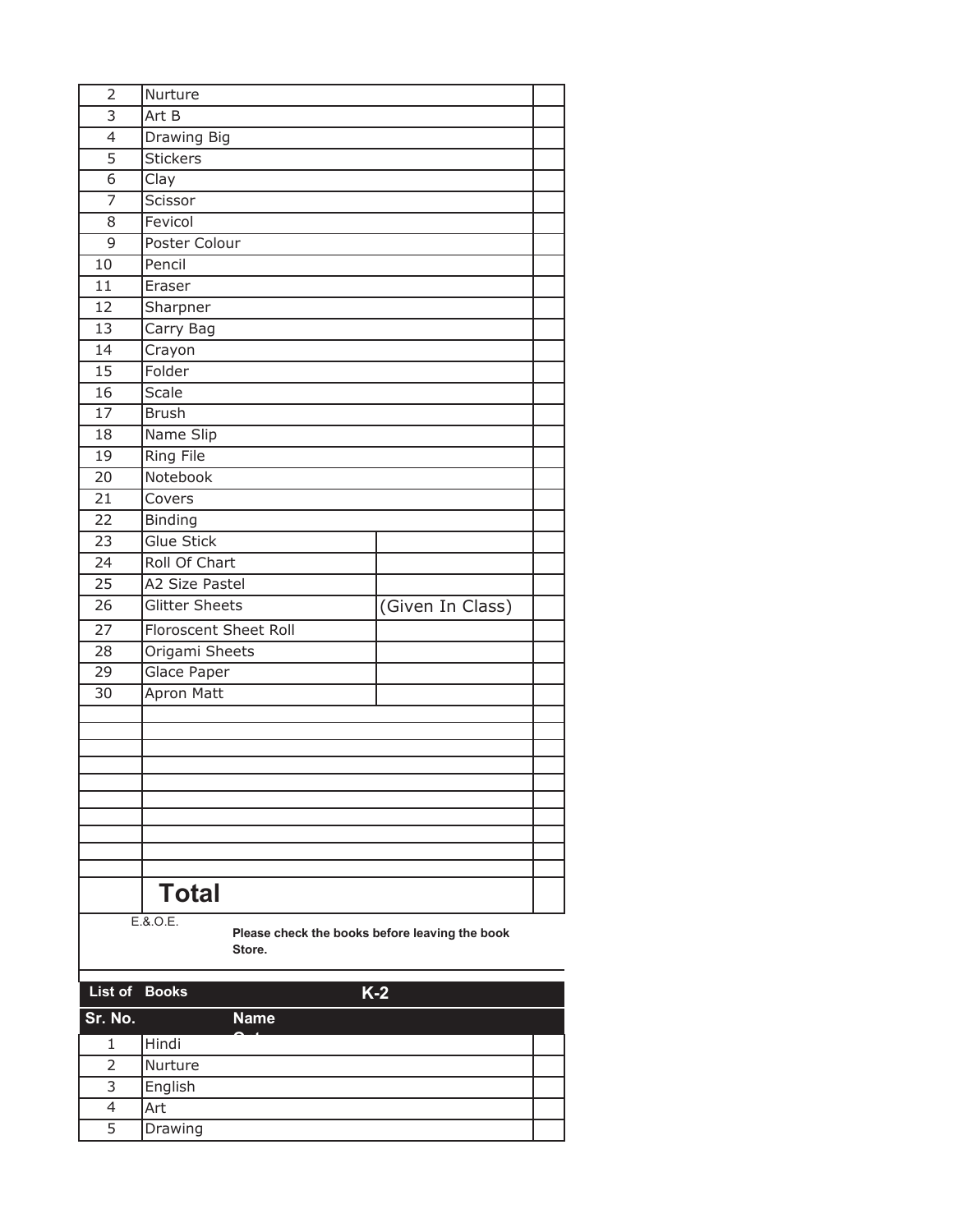| | | | |
|---|---|---|---|
| 2 | Nurture | | |
| 3 | Art B | | |
| 4 | Drawing Big | | |
| 5 | Stickers | | |
| 6 | Clay | | |
| 7 | Scissor | | |
| 8 | Fevicol | | |
| 9 | Poster Colour | | |
| 10 | Pencil | | |
| 11 | Eraser | | |
| 12 | Sharpner | | |
| 13 | Carry Bag | | |
| 14 | Crayon | | |
| 15 | Folder | | |
| 16 | Scale | | |
| 17 | Brush | | |
| 18 | Name Slip | | |
| 19 | Ring File | | |
| 20 | Notebook | | |
| 21 | Covers | | |
| 22 | Binding | | |
| 23 | Glue Stick | | |
| 24 | Roll Of Chart | | |
| 25 | A2 Size Pastel | | |
| 26 | Glitter Sheets | (Given In Class) | |
| 27 | Floroscent Sheet Roll | | |
| 28 | Origami Sheets | | |
| 29 | Glace Paper | | |
| 30 | Apron Matt | | |
| | | | |
| | | | |
| | | | |
| | | | |
| | | | |
| | | | |
| | | | |
| | | | |
| | | | |
| | | | |
| | **Total** | | |

E.&.O.E.

**Please check the books before leaving the book Store.**

| List of Books | | K-2 |
|---|---|---|
| **Sr. No.** | **Name** | |
| 1 | Hindi | |
| 2 | Nurture | |
| 3 | English | |
| 4 | Art | |
| 5 | Drawing | |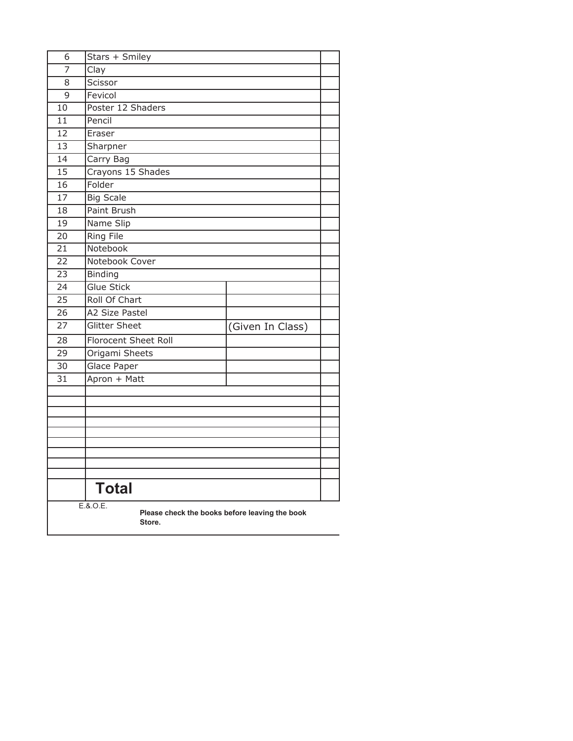| | | | |
|---|---|---|---|
| 6 | Stars + Smiley | | |
| 7 | Clay | | |
| 8 | Scissor | | |
| 9 | Fevicol | | |
| 10 | Poster 12 Shaders | | |
| 11 | Pencil | | |
| 12 | Eraser | | |
| 13 | Sharpner | | |
| 14 | Carry Bag | | |
| 15 | Crayons 15 Shades | | |
| 16 | Folder | | |
| 17 | Big Scale | | |
| 18 | Paint Brush | | |
| 19 | Name Slip | | |
| 20 | Ring File | | |
| 21 | Notebook | | |
| 22 | Notebook Cover | | |
| 23 | Binding | | |
| 24 | Glue Stick | | |
| 25 | Roll Of Chart | | |
| 26 | A2 Size Pastel | | |
| 27 | Glitter Sheet | (Given In Class) | |
| 28 | Florocent Sheet Roll | | |
| 29 | Origami Sheets | | |
| 30 | Glace Paper | | |
| 31 | Apron + Matt | | |
| | | | |
| | | | |
| | | | |
| | | | |
| | | | |
| | | | |
| | | | |
| | | | |
| | | | |
| | **Total** | | |

E.&.O.E.

**Please check the books before leaving the book Store.**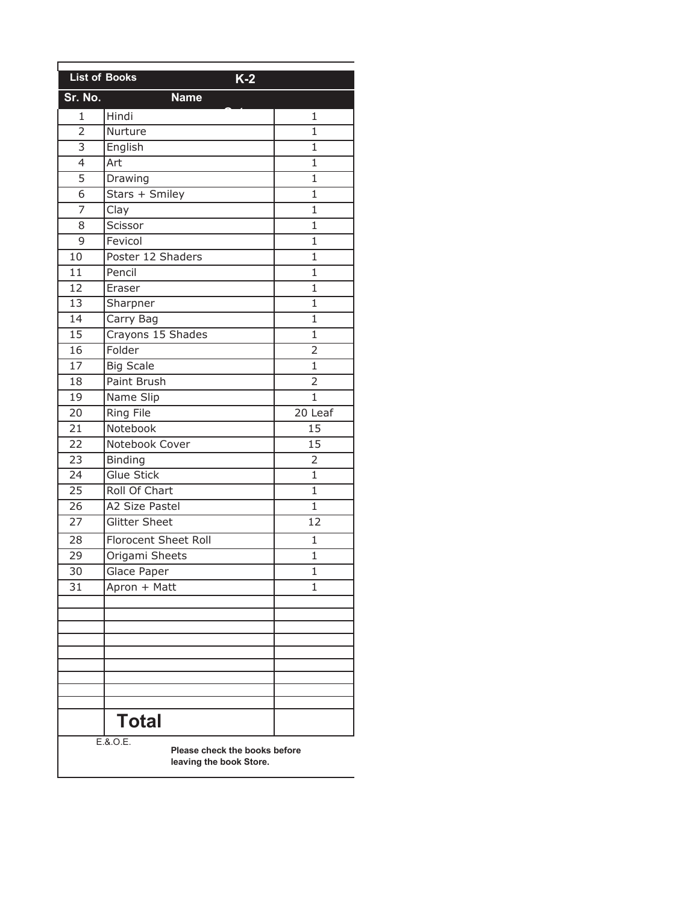| List of Books | K-2 | |
|---|---|---|
| **Sr. No.** | **Name** | |
| 1 | Hindi | 1 |
| 2 | Nurture | 1 |
| 3 | English | 1 |
| 4 | Art | 1 |
| 5 | Drawing | 1 |
| 6 | Stars + Smiley | 1 |
| 7 | Clay | 1 |
| 8 | Scissor | 1 |
| 9 | Fevicol | 1 |
| 10 | Poster 12 Shaders | 1 |
| 11 | Pencil | 1 |
| 12 | Eraser | 1 |
| 13 | Sharpner | 1 |
| 14 | Carry Bag | 1 |
| 15 | Crayons 15 Shades | 1 |
| 16 | Folder | 2 |
| 17 | Big Scale | 1 |
| 18 | Paint Brush | 2 |
| 19 | Name Slip | 1 |
| 20 | Ring File | 20 Leaf |
| 21 | Notebook | 15 |
| 22 | Notebook Cover | 15 |
| 23 | Binding | 2 |
| 24 | Glue Stick | 1 |
| 25 | Roll Of Chart | 1 |
| 26 | A2 Size Pastel | 1 |
| 27 | Glitter Sheet | 12 |
| 28 | Florocent Sheet Roll | 1 |
| 29 | Origami Sheets | 1 |
| 30 | Glace Paper | 1 |
| 31 | Apron + Matt | 1 |
| | | |
| | | |
| | | |
| | | |
| | | |
| | | |
| | | |
| | | |
| | | |
| | **Total** | |

E.&.O.E.

**Please check the books before leaving the book Store.**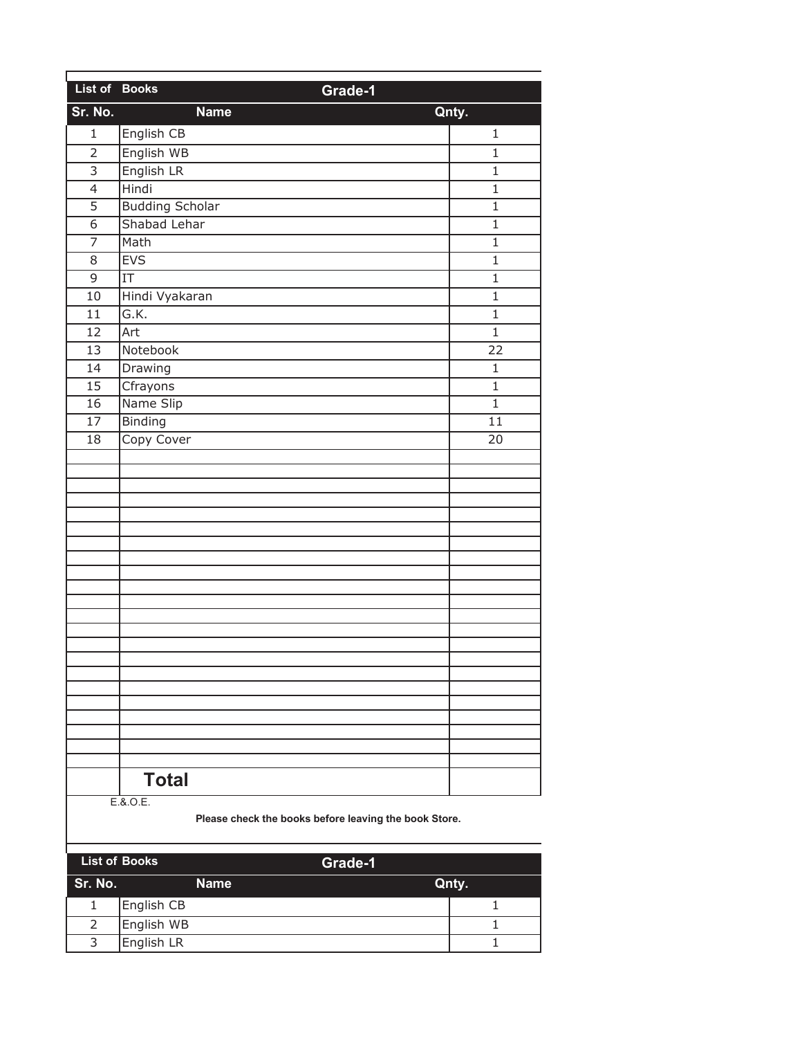| List of Books | Grade-1 | |
|---|---|---|
| **Sr. No.** | **Name** | **Qnty.** |
| 1 | English CB | 1 |
| 2 | English WB | 1 |
| 3 | English LR | 1 |
| 4 | Hindi | 1 |
| 5 | Budding Scholar | 1 |
| 6 | Shabad Lehar | 1 |
| 7 | Math | 1 |
| 8 | EVS | 1 |
| 9 | IT | 1 |
| 10 | Hindi Vyakaran | 1 |
| 11 | G.K. | 1 |
| 12 | Art | 1 |
| 13 | Notebook | 22 |
| 14 | Drawing | 1 |
| 15 | Cfrayons | 1 |
| 16 | Name Slip | 1 |
| 17 | Binding | 11 |
| 18 | Copy Cover | 20 |
| | | |
| | **Total** | |

E.&.O.E.

**Please check the books before leaving the book Store.**

| List of Books | Grade-1 | |
|---|---|---|
| **Sr. No.** | **Name** | **Qnty.** |
| 1 | English CB | 1 |
| 2 | English WB | 1 |
| 3 | English LR | 1 |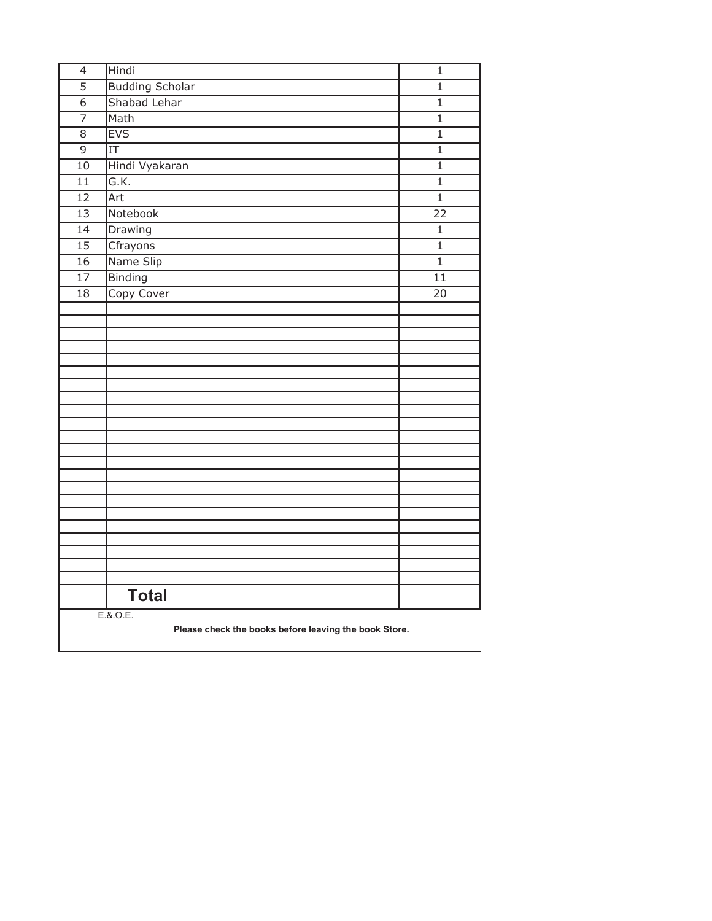| 4 | Hindi | 1 |
|---|---|---|
| 5 | Budding Scholar | 1 |
| 6 | Shabad Lehar | 1 |
| 7 | Math | 1 |
| 8 | EVS | 1 |
| 9 | IT | 1 |
| 10 | Hindi Vyakaran | 1 |
| 11 | G.K. | 1 |
| 12 | Art | 1 |
| 13 | Notebook | 22 |
| 14 | Drawing | 1 |
| 15 | Cfrayons | 1 |
| 16 | Name Slip | 1 |
| 17 | Binding | 11 |
| 18 | Copy Cover | 20 |
| | | |
| | | |
| | | |
| | | |
| | | |
| | | |
| | | |
| | | |
| | | |
| | | |
| | | |
| | | |
| | | |
| | | |
| | | |
| | | |
| | | |
| | | |
| | | |
| | | |
| | | |
| | | |
| | **Total** | |

E.&.O.E.

**Please check the books before leaving the book Store.**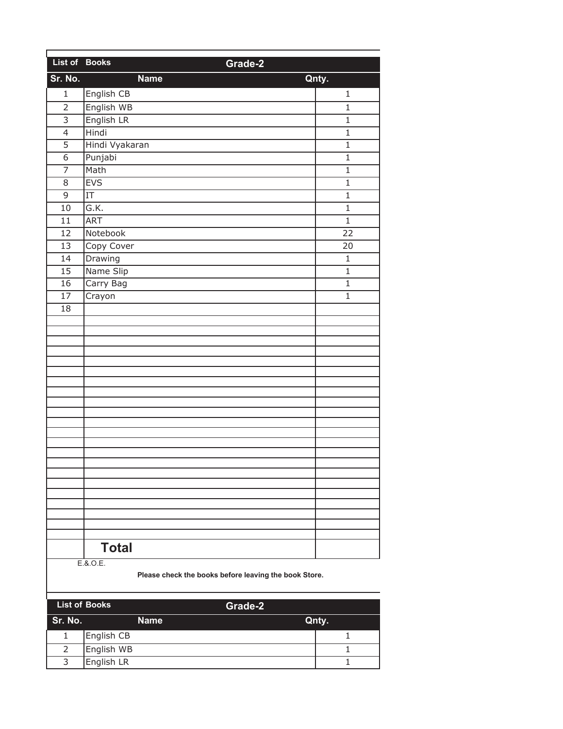**List of Books** **Grade-2**

| Sr. No. | Name | Qnty. |
|---|---|---|
| 1 | English CB | 1 |
| 2 | English WB | 1 |
| 3 | English LR | 1 |
| 4 | Hindi | 1 |
| 5 | Hindi Vyakaran | 1 |
| 6 | Punjabi | 1 |
| 7 | Math | 1 |
| 8 | EVS | 1 |
| 9 | IT | 1 |
| 10 | G.K. | 1 |
| 11 | ART | 1 |
| 12 | Notebook | 22 |
| 13 | Copy Cover | 20 |
| 14 | Drawing | 1 |
| 15 | Name Slip | 1 |
| 16 | Carry Bag | 1 |
| 17 | Crayon | 1 |
| 18 | | |
| | **Total** | |

E.&.O.E.

**Please check the books before leaving the book Store.**

**List of Books** **Grade-2**

| Sr. No. | Name | Qnty. |
|---|---|---|
| 1 | English CB | 1 |
| 2 | English WB | 1 |
| 3 | English LR | 1 |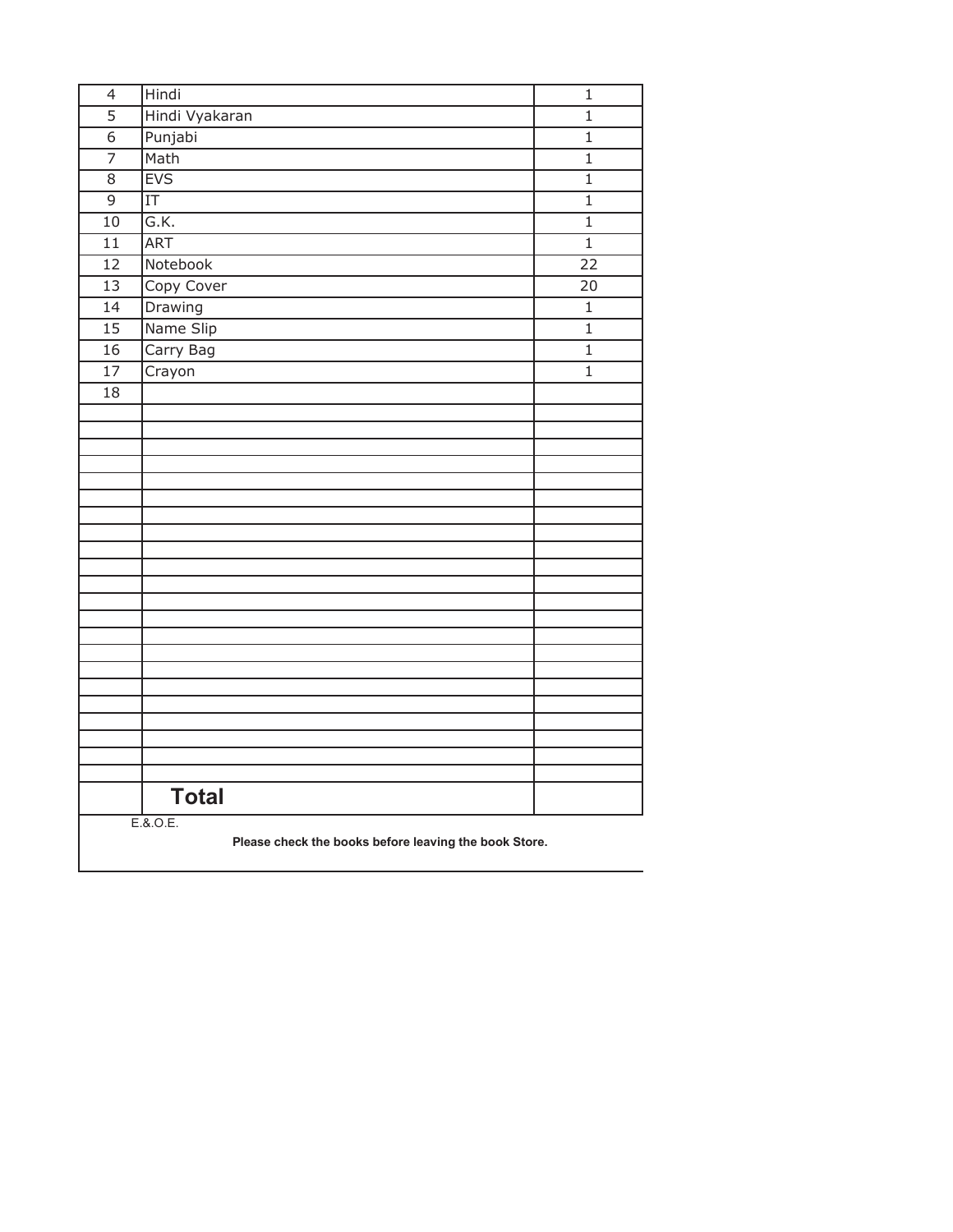| | | |
|---|---|---|
| 4 | Hindi | 1 |
| 5 | Hindi Vyakaran | 1 |
| 6 | Punjabi | 1 |
| 7 | Math | 1 |
| 8 | EVS | 1 |
| 9 | IT | 1 |
| 10 | G.K. | 1 |
| 11 | ART | 1 |
| 12 | Notebook | 22 |
| 13 | Copy Cover | 20 |
| 14 | Drawing | 1 |
| 15 | Name Slip | 1 |
| 16 | Carry Bag | 1 |
| 17 | Crayon | 1 |
| 18 | | |
| | | |
| | | |
| | | |
| | | |
| | | |
| | | |
| | | |
| | | |
| | | |
| | | |
| | | |
| | | |
| | | |
| | | |
| | | |
| | | |
| | | |
| | | |
| | | |
| | | |
| | | |
| | **Total** | |

E.&.O.E.

**Please check the books before leaving the book Store.**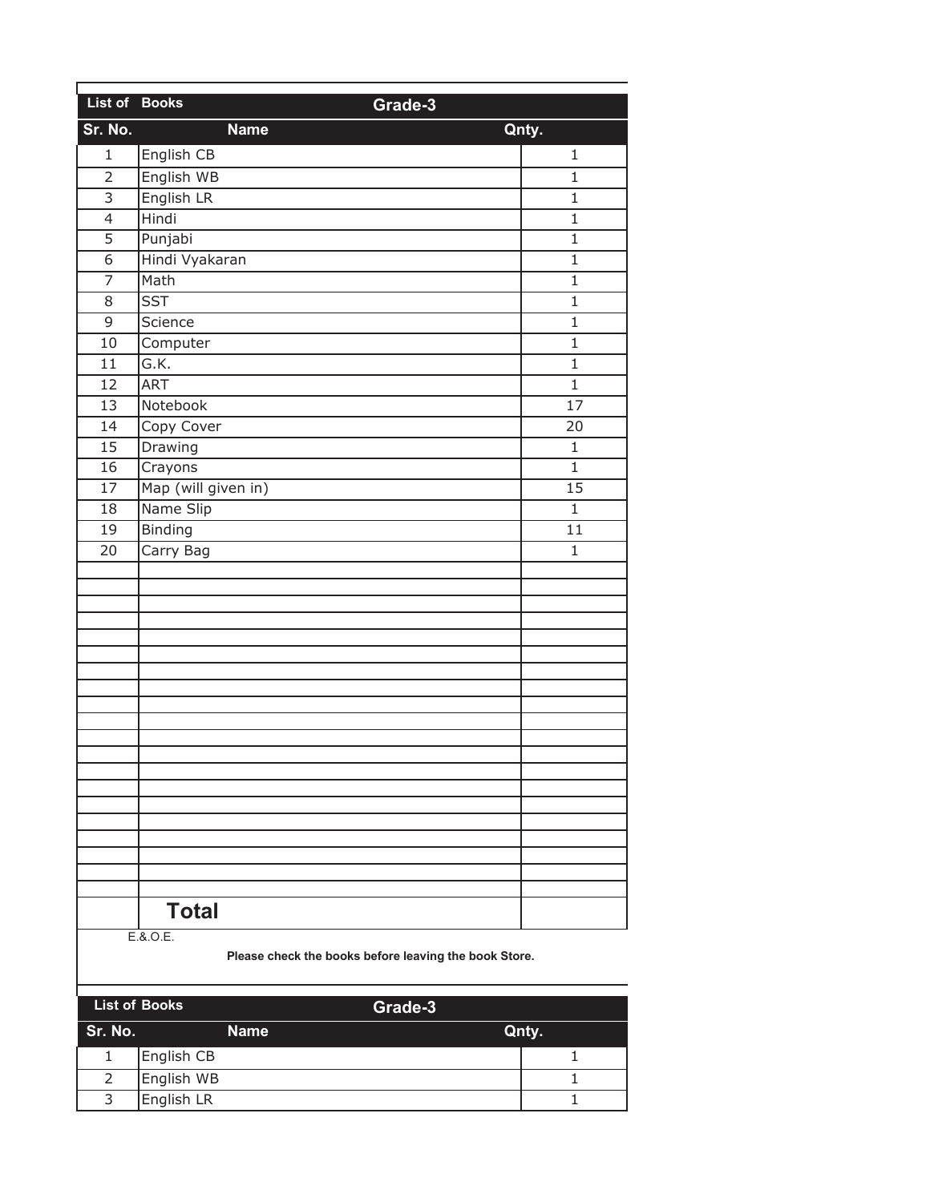| List of Books | Grade-3 | |
|---|---|---|
| **Sr. No.** | **Name** | **Qnty.** |
| 1 | English CB | 1 |
| 2 | English WB | 1 |
| 3 | English LR | 1 |
| 4 | Hindi | 1 |
| 5 | Punjabi | 1 |
| 6 | Hindi Vyakaran | 1 |
| 7 | Math | 1 |
| 8 | SST | 1 |
| 9 | Science | 1 |
| 10 | Computer | 1 |
| 11 | G.K. | 1 |
| 12 | ART | 1 |
| 13 | Notebook | 17 |
| 14 | Copy Cover | 20 |
| 15 | Drawing | 1 |
| 16 | Crayons | 1 |
| 17 | Map (will given in) | 15 |
| 18 | Name Slip | 1 |
| 19 | Binding | 11 |
| 20 | Carry Bag | 1 |
| | | |
| | | |
| | | |
| | | |
| | | |
| | | |
| | | |
| | | |
| | | |
| | | |
| | | |
| | | |
| | | |
| | | |
| | | |
| | | |
| | | |
| | | |
| | | |
| | | |
| | **Total** | |

E.&.O.E.

**Please check the books before leaving the book Store.**

| List of Books | Grade-3 | |
|---|---|---|
| **Sr. No.** | **Name** | **Qnty.** |
| 1 | English CB | 1 |
| 2 | English WB | 1 |
| 3 | English LR | 1 |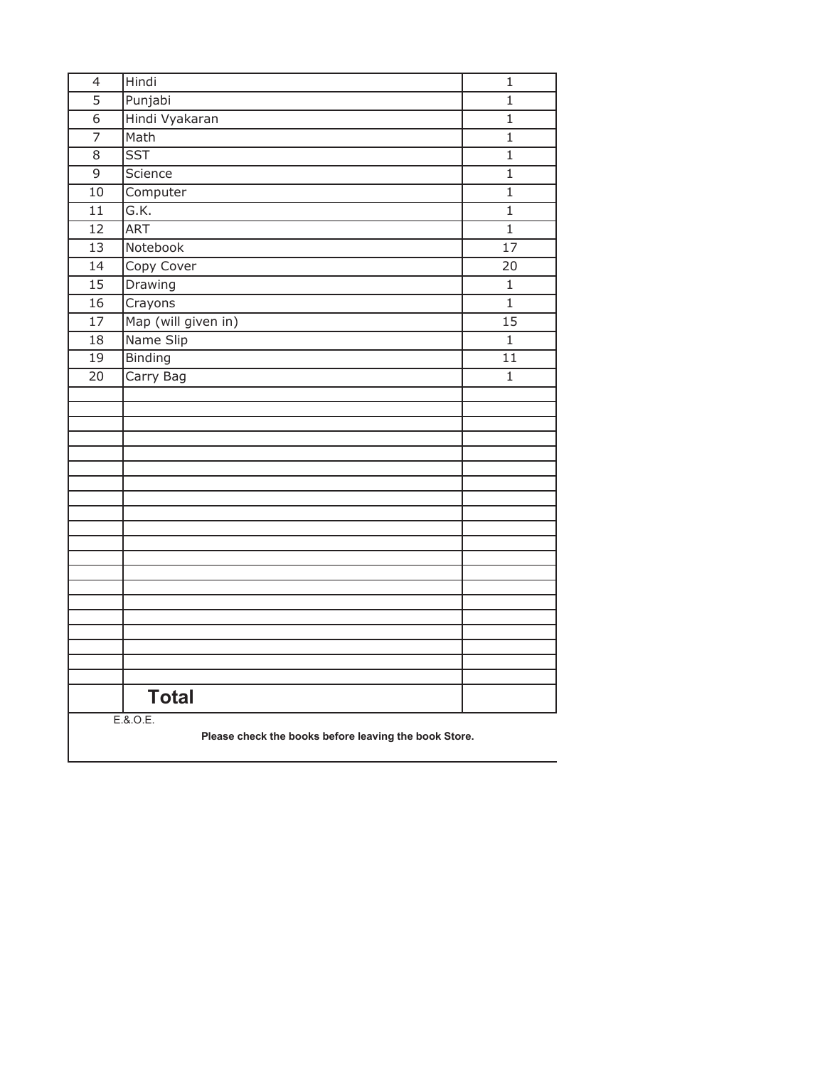| | | |
|---|---|---|
| 4 | Hindi | 1 |
| 5 | Punjabi | 1 |
| 6 | Hindi Vyakaran | 1 |
| 7 | Math | 1 |
| 8 | SST | 1 |
| 9 | Science | 1 |
| 10 | Computer | 1 |
| 11 | G.K. | 1 |
| 12 | ART | 1 |
| 13 | Notebook | 17 |
| 14 | Copy Cover | 20 |
| 15 | Drawing | 1 |
| 16 | Crayons | 1 |
| 17 | Map (will given in) | 15 |
| 18 | Name Slip | 1 |
| 19 | Binding | 11 |
| 20 | Carry Bag | 1 |
| | | |
| | | |
| | | |
| | | |
| | | |
| | | |
| | | |
| | | |
| | | |
| | | |
| | | |
| | | |
| | | |
| | | |
| | | |
| | | |
| | | |
| | | |
| | | |
| | | |
| | **Total** | |

E.&.O.E.

**Please check the books before leaving the book Store.**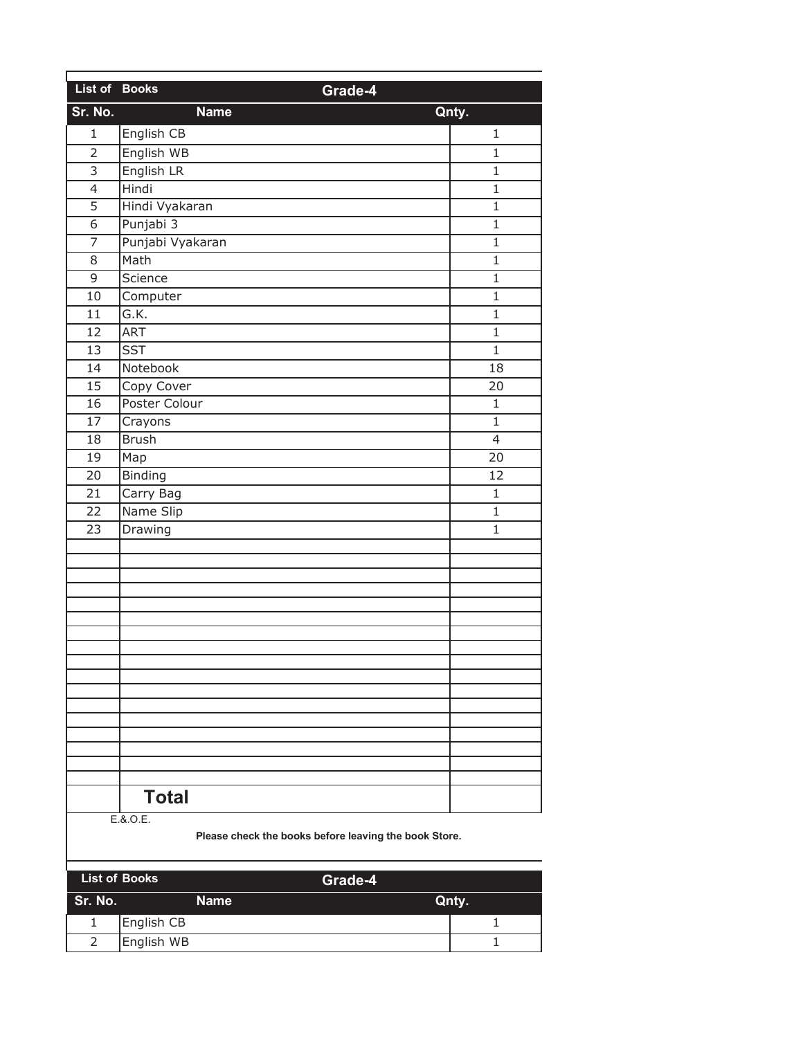| List of Books | Grade-4 | |
|---|---|---|
| **Sr. No.** | **Name** | **Qnty.** |
| 1 | English CB | 1 |
| 2 | English WB | 1 |
| 3 | English LR | 1 |
| 4 | Hindi | 1 |
| 5 | Hindi Vyakaran | 1 |
| 6 | Punjabi 3 | 1 |
| 7 | Punjabi Vyakaran | 1 |
| 8 | Math | 1 |
| 9 | Science | 1 |
| 10 | Computer | 1 |
| 11 | G.K. | 1 |
| 12 | ART | 1 |
| 13 | SST | 1 |
| 14 | Notebook | 18 |
| 15 | Copy Cover | 20 |
| 16 | Poster Colour | 1 |
| 17 | Crayons | 1 |
| 18 | Brush | 4 |
| 19 | Map | 20 |
| 20 | Binding | 12 |
| 21 | Carry Bag | 1 |
| 22 | Name Slip | 1 |
| 23 | Drawing | 1 |
| | | |
| | | |
| | | |
| | | |
| | | |
| | | |
| | | |
| | | |
| | | |
| | | |
| | | |
| | | |
| | | |
| | | |
| | | |
| | | |
| | | |
| | **Total** | |

E.&.O.E.

**Please check the books before leaving the book Store.**

| List of Books | Grade-4 | |
|---|---|---|
| **Sr. No.** | **Name** | **Qnty.** |
| 1 | English CB | 1 |
| 2 | English WB | 1 |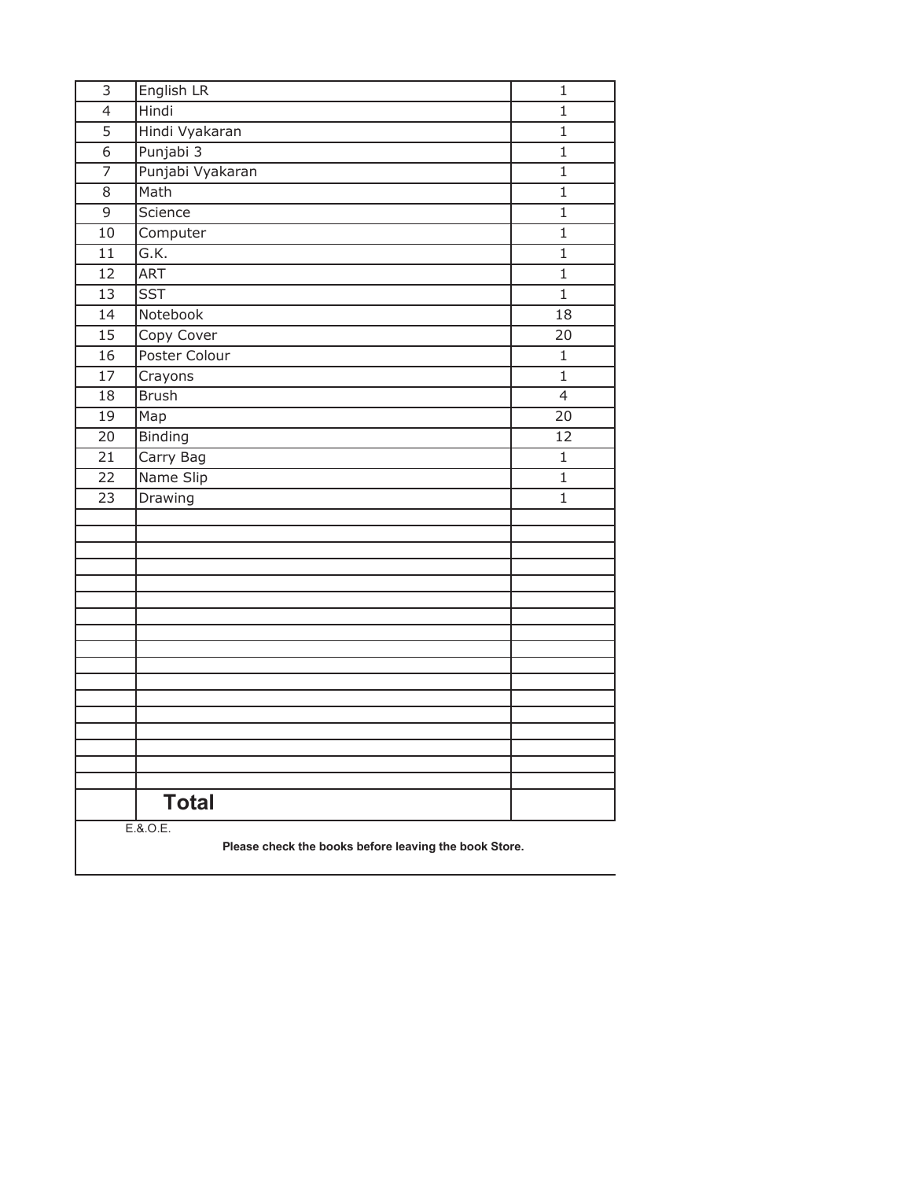| | | |
|---|---|---|
| 3 | English LR | 1 |
| 4 | Hindi | 1 |
| 5 | Hindi Vyakaran | 1 |
| 6 | Punjabi 3 | 1 |
| 7 | Punjabi Vyakaran | 1 |
| 8 | Math | 1 |
| 9 | Science | 1 |
| 10 | Computer | 1 |
| 11 | G.K. | 1 |
| 12 | ART | 1 |
| 13 | SST | 1 |
| 14 | Notebook | 18 |
| 15 | Copy Cover | 20 |
| 16 | Poster Colour | 1 |
| 17 | Crayons | 1 |
| 18 | Brush | 4 |
| 19 | Map | 20 |
| 20 | Binding | 12 |
| 21 | Carry Bag | 1 |
| 22 | Name Slip | 1 |
| 23 | Drawing | 1 |
| | | |
| | | |
| | | |
| | | |
| | | |
| | | |
| | | |
| | | |
| | | |
| | | |
| | | |
| | | |
| | | |
| | | |
| | | |
| | | |
| | | |
| | **Total** | |

E.&.O.E.

**Please check the books before leaving the book Store.**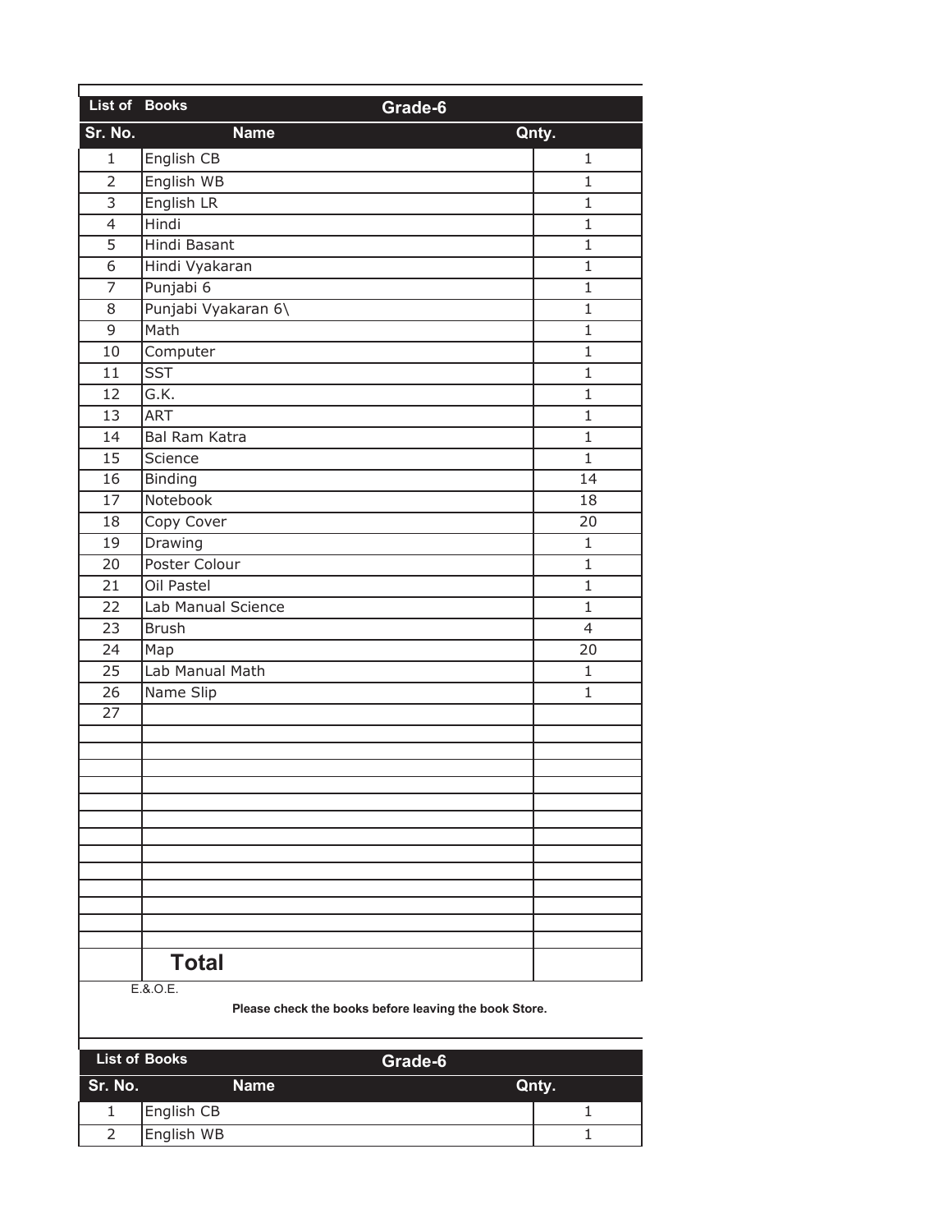| List of Books | Grade-6 | |
|---|---|---|
| **Sr. No.** | **Name** | **Qnty.** |
| 1 | English CB | 1 |
| 2 | English WB | 1 |
| 3 | English LR | 1 |
| 4 | Hindi | 1 |
| 5 | Hindi Basant | 1 |
| 6 | Hindi Vyakaran | 1 |
| 7 | Punjabi 6 | 1 |
| 8 | Punjabi Vyakaran 6\ | 1 |
| 9 | Math | 1 |
| 10 | Computer | 1 |
| 11 | SST | 1 |
| 12 | G.K. | 1 |
| 13 | ART | 1 |
| 14 | Bal Ram Katra | 1 |
| 15 | Science | 1 |
| 16 | Binding | 14 |
| 17 | Notebook | 18 |
| 18 | Copy Cover | 20 |
| 19 | Drawing | 1 |
| 20 | Poster Colour | 1 |
| 21 | Oil Pastel | 1 |
| 22 | Lab Manual Science | 1 |
| 23 | Brush | 4 |
| 24 | Map | 20 |
| 25 | Lab Manual Math | 1 |
| 26 | Name Slip | 1 |
| 27 | | |
| | | |
| | | |
| | | |
| | | |
| | | |
| | | |
| | | |
| | | |
| | | |
| | | |
| | | |
| | | |
| | | |
| | **Total** | |

E.&.O.E.

**Please check the books before leaving the book Store.**

| List of Books | Grade-6 | |
|---|---|---|
| **Sr. No.** | **Name** | **Qnty.** |
| 1 | English CB | 1 |
| 2 | English WB | 1 |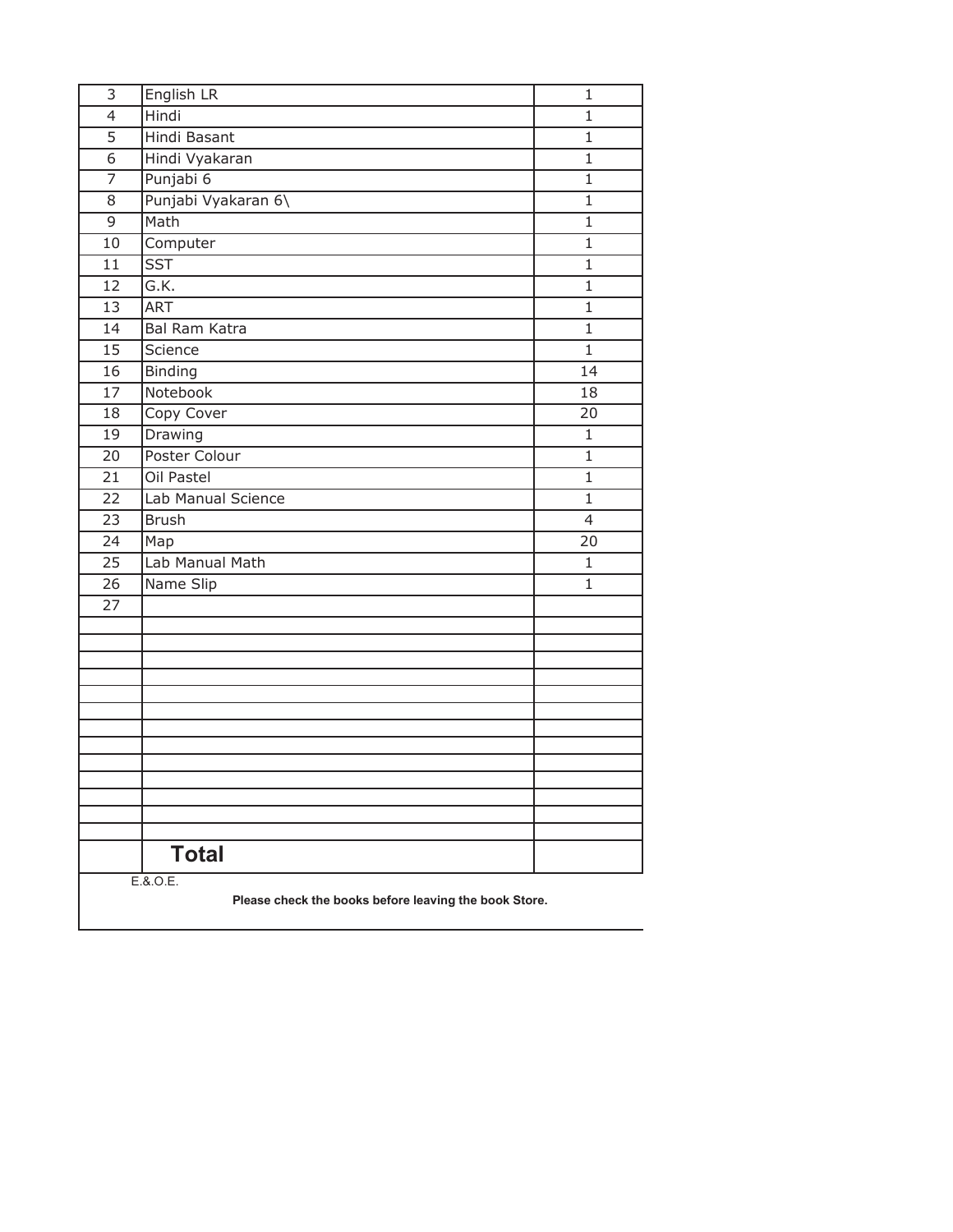| | | |
|---|---|---|
| 3 | English LR | 1 |
| 4 | Hindi | 1 |
| 5 | Hindi Basant | 1 |
| 6 | Hindi Vyakaran | 1 |
| 7 | Punjabi 6 | 1 |
| 8 | Punjabi Vyakaran 6\ | 1 |
| 9 | Math | 1 |
| 10 | Computer | 1 |
| 11 | SST | 1 |
| 12 | G.K. | 1 |
| 13 | ART | 1 |
| 14 | Bal Ram Katra | 1 |
| 15 | Science | 1 |
| 16 | Binding | 14 |
| 17 | Notebook | 18 |
| 18 | Copy Cover | 20 |
| 19 | Drawing | 1 |
| 20 | Poster Colour | 1 |
| 21 | Oil Pastel | 1 |
| 22 | Lab Manual Science | 1 |
| 23 | Brush | 4 |
| 24 | Map | 20 |
| 25 | Lab Manual Math | 1 |
| 26 | Name Slip | 1 |
| 27 | | |
| | | |
| | | |
| | | |
| | | |
| | | |
| | | |
| | | |
| | | |
| | | |
| | | |
| | | |
| | | |
| | | |
| | **Total** | |

E.&.O.E.

**Please check the books before leaving the book Store.**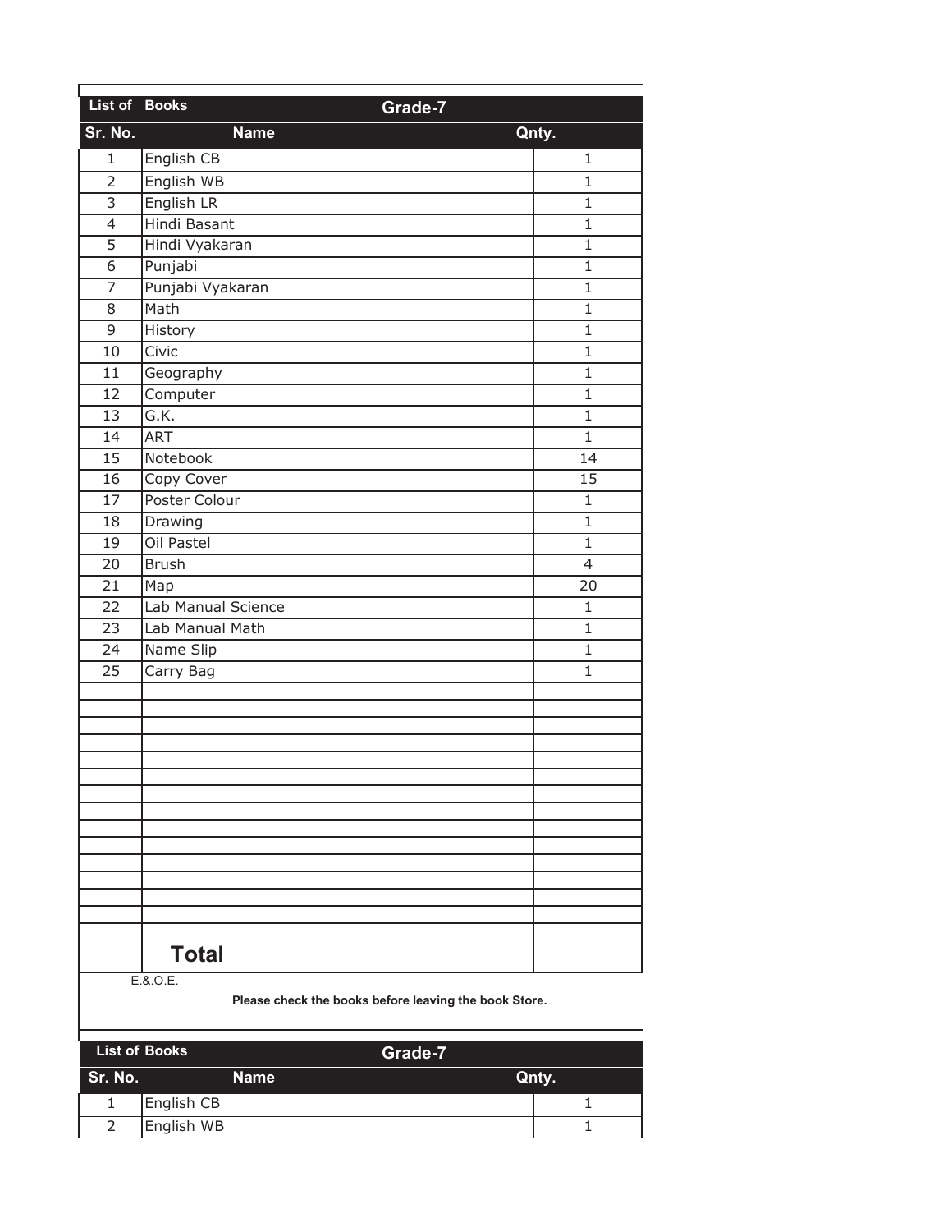| List of Books | Grade-7 | |
|---|---|---|
| **Sr. No.** | **Name** | **Qnty.** |
| 1 | English CB | 1 |
| 2 | English WB | 1 |
| 3 | English LR | 1 |
| 4 | Hindi Basant | 1 |
| 5 | Hindi Vyakaran | 1 |
| 6 | Punjabi | 1 |
| 7 | Punjabi Vyakaran | 1 |
| 8 | Math | 1 |
| 9 | History | 1 |
| 10 | Civic | 1 |
| 11 | Geography | 1 |
| 12 | Computer | 1 |
| 13 | G.K. | 1 |
| 14 | ART | 1 |
| 15 | Notebook | 14 |
| 16 | Copy Cover | 15 |
| 17 | Poster Colour | 1 |
| 18 | Drawing | 1 |
| 19 | Oil Pastel | 1 |
| 20 | Brush | 4 |
| 21 | Map | 20 |
| 22 | Lab Manual Science | 1 |
| 23 | Lab Manual Math | 1 |
| 24 | Name Slip | 1 |
| 25 | Carry Bag | 1 |
| | | |
| | | |
| | | |
| | | |
| | | |
| | | |
| | | |
| | | |
| | | |
| | | |
| | | |
| | | |
| | | |
| | | |
| | | |
| | **Total** | |

E.&.O.E.

**Please check the books before leaving the book Store.**

| List of Books | Grade-7 | |
|---|---|---|
| **Sr. No.** | **Name** | **Qnty.** |
| 1 | English CB | 1 |
| 2 | English WB | 1 |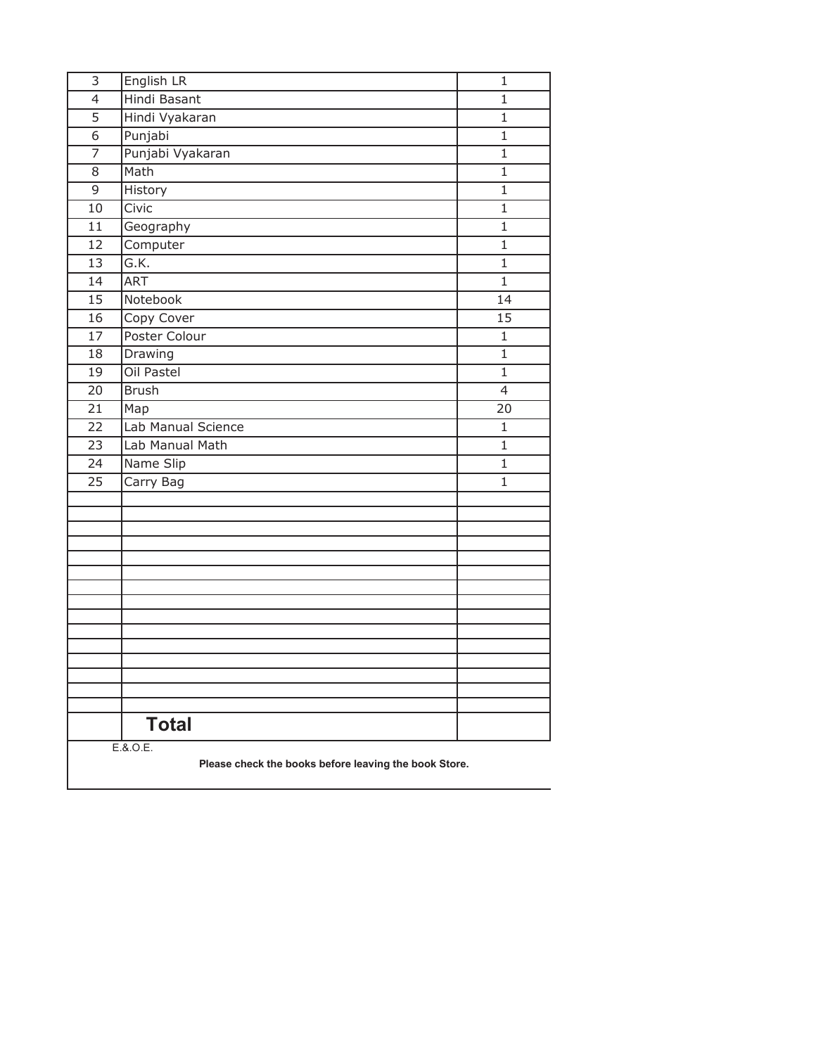| | | |
|---|---|---|
| 3 | English LR | 1 |
| 4 | Hindi Basant | 1 |
| 5 | Hindi Vyakaran | 1 |
| 6 | Punjabi | 1 |
| 7 | Punjabi Vyakaran | 1 |
| 8 | Math | 1 |
| 9 | History | 1 |
| 10 | Civic | 1 |
| 11 | Geography | 1 |
| 12 | Computer | 1 |
| 13 | G.K. | 1 |
| 14 | ART | 1 |
| 15 | Notebook | 14 |
| 16 | Copy Cover | 15 |
| 17 | Poster Colour | 1 |
| 18 | Drawing | 1 |
| 19 | Oil Pastel | 1 |
| 20 | Brush | 4 |
| 21 | Map | 20 |
| 22 | Lab Manual Science | 1 |
| 23 | Lab Manual Math | 1 |
| 24 | Name Slip | 1 |
| 25 | Carry Bag | 1 |
| | | |
| | | |
| | | |
| | | |
| | | |
| | | |
| | | |
| | | |
| | | |
| | | |
| | | |
| | | |
| | | |
| | | |
| | | |
| | **Total** | |

E.&.O.E.

**Please check the books before leaving the book Store.**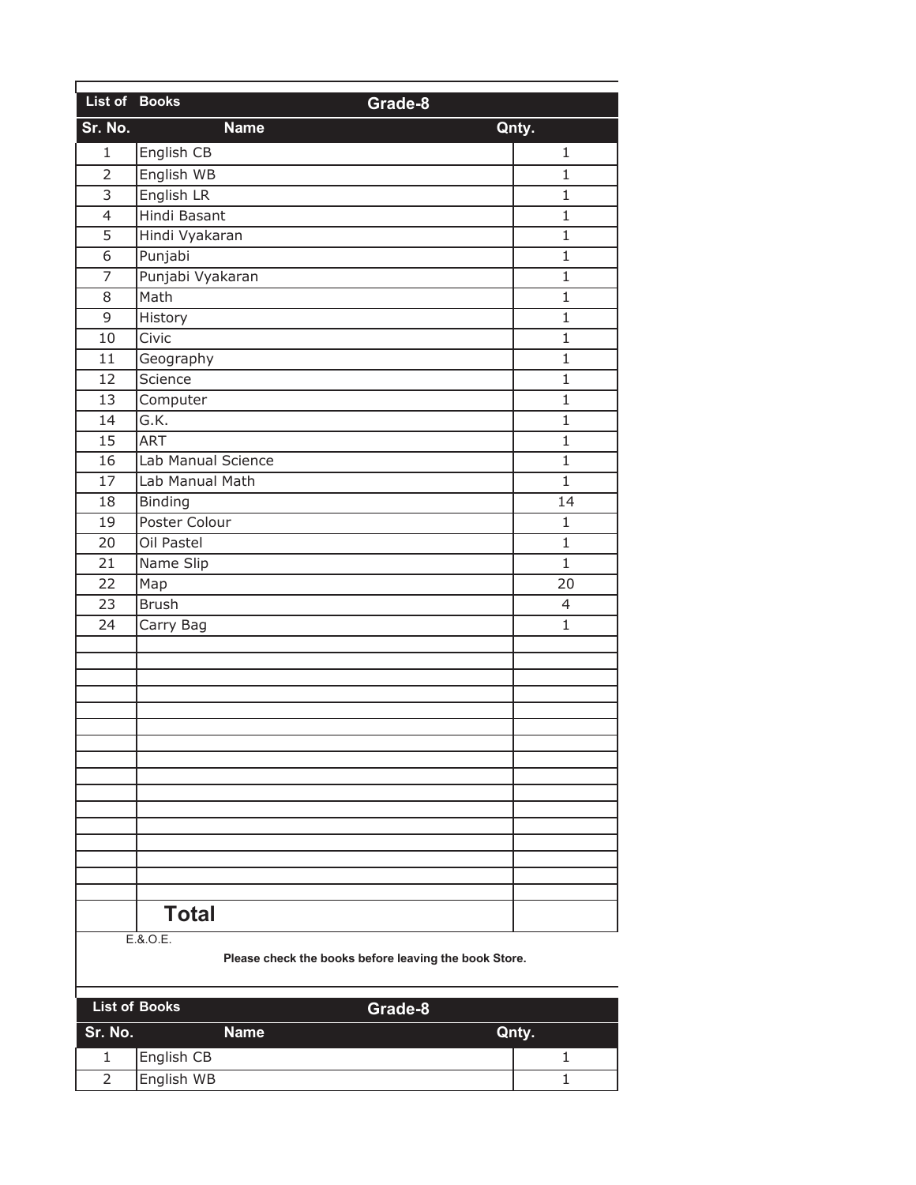**List of Books** **Grade-8**

| Sr. No. | Name | Qnty. |
|---|---|---|
| 1 | English CB | 1 |
| 2 | English WB | 1 |
| 3 | English LR | 1 |
| 4 | Hindi Basant | 1 |
| 5 | Hindi Vyakaran | 1 |
| 6 | Punjabi | 1 |
| 7 | Punjabi Vyakaran | 1 |
| 8 | Math | 1 |
| 9 | History | 1 |
| 10 | Civic | 1 |
| 11 | Geography | 1 |
| 12 | Science | 1 |
| 13 | Computer | 1 |
| 14 | G.K. | 1 |
| 15 | ART | 1 |
| 16 | Lab Manual Science | 1 |
| 17 | Lab Manual Math | 1 |
| 18 | Binding | 14 |
| 19 | Poster Colour | 1 |
| 20 | Oil Pastel | 1 |
| 21 | Name Slip | 1 |
| 22 | Map | 20 |
| 23 | Brush | 4 |
| 24 | Carry Bag | 1 |
| | | |
| | | |
| | | |
| | | |
| | | |
| | | |
| | | |
| | | |
| | | |
| | | |
| | | |
| | | |
| | | |
| | | |
| | | |
| | | |
| | **Total** | |

E.&.O.E.

**Please check the books before leaving the book Store.**

**List of Books** **Grade-8**

| Sr. No. | Name | Qnty. |
|---|---|---|
| 1 | English CB | 1 |
| 2 | English WB | 1 |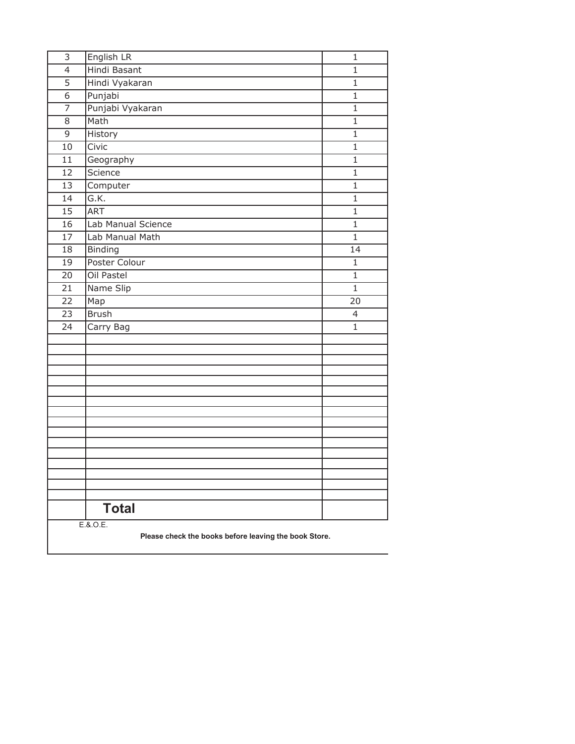| 3 | English LR | 1 |
|---|---|---|
| 4 | Hindi Basant | 1 |
| 5 | Hindi Vyakaran | 1 |
| 6 | Punjabi | 1 |
| 7 | Punjabi Vyakaran | 1 |
| 8 | Math | 1 |
| 9 | History | 1 |
| 10 | Civic | 1 |
| 11 | Geography | 1 |
| 12 | Science | 1 |
| 13 | Computer | 1 |
| 14 | G.K. | 1 |
| 15 | ART | 1 |
| 16 | Lab Manual Science | 1 |
| 17 | Lab Manual Math | 1 |
| 18 | Binding | 14 |
| 19 | Poster Colour | 1 |
| 20 | Oil Pastel | 1 |
| 21 | Name Slip | 1 |
| 22 | Map | 20 |
| 23 | Brush | 4 |
| 24 | Carry Bag | 1 |
| | | |
| | | |
| | | |
| | | |
| | | |
| | | |
| | | |
| | | |
| | | |
| | | |
| | | |
| | | |
| | | |
| | | |
| | | |
| | | |
| | **Total** | |

E.&.O.E.

**Please check the books before leaving the book Store.**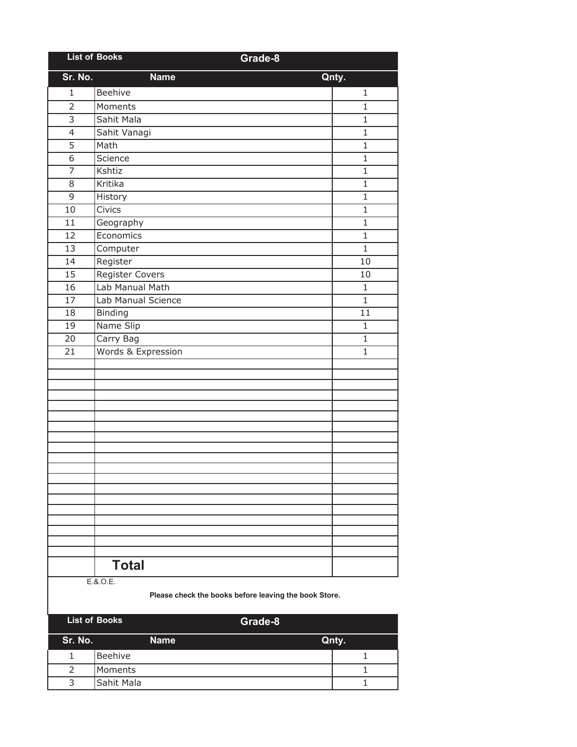| List of Books | Grade-8 | |
|---|---|---|
| **Sr. No.** | **Name** | **Qnty.** |
| 1 | Beehive | 1 |
| 2 | Moments | 1 |
| 3 | Sahit Mala | 1 |
| 4 | Sahit Vanagi | 1 |
| 5 | Math | 1 |
| 6 | Science | 1 |
| 7 | Kshtiz | 1 |
| 8 | Kritika | 1 |
| 9 | History | 1 |
| 10 | Civics | 1 |
| 11 | Geography | 1 |
| 12 | Economics | 1 |
| 13 | Computer | 1 |
| 14 | Register | 10 |
| 15 | Register Covers | 10 |
| 16 | Lab Manual Math | 1 |
| 17 | Lab Manual Science | 1 |
| 18 | Binding | 11 |
| 19 | Name Slip | 1 |
| 20 | Carry Bag | 1 |
| 21 | Words & Expression | 1 |
| | | |
| | **Total** | |

E.&.O.E.

**Please check the books before leaving the book Store.**

| List of Books | Grade-8 | |
|---|---|---|
| **Sr. No.** | **Name** | **Qnty.** |
| 1 | Beehive | 1 |
| 2 | Moments | 1 |
| 3 | Sahit Mala | 1 |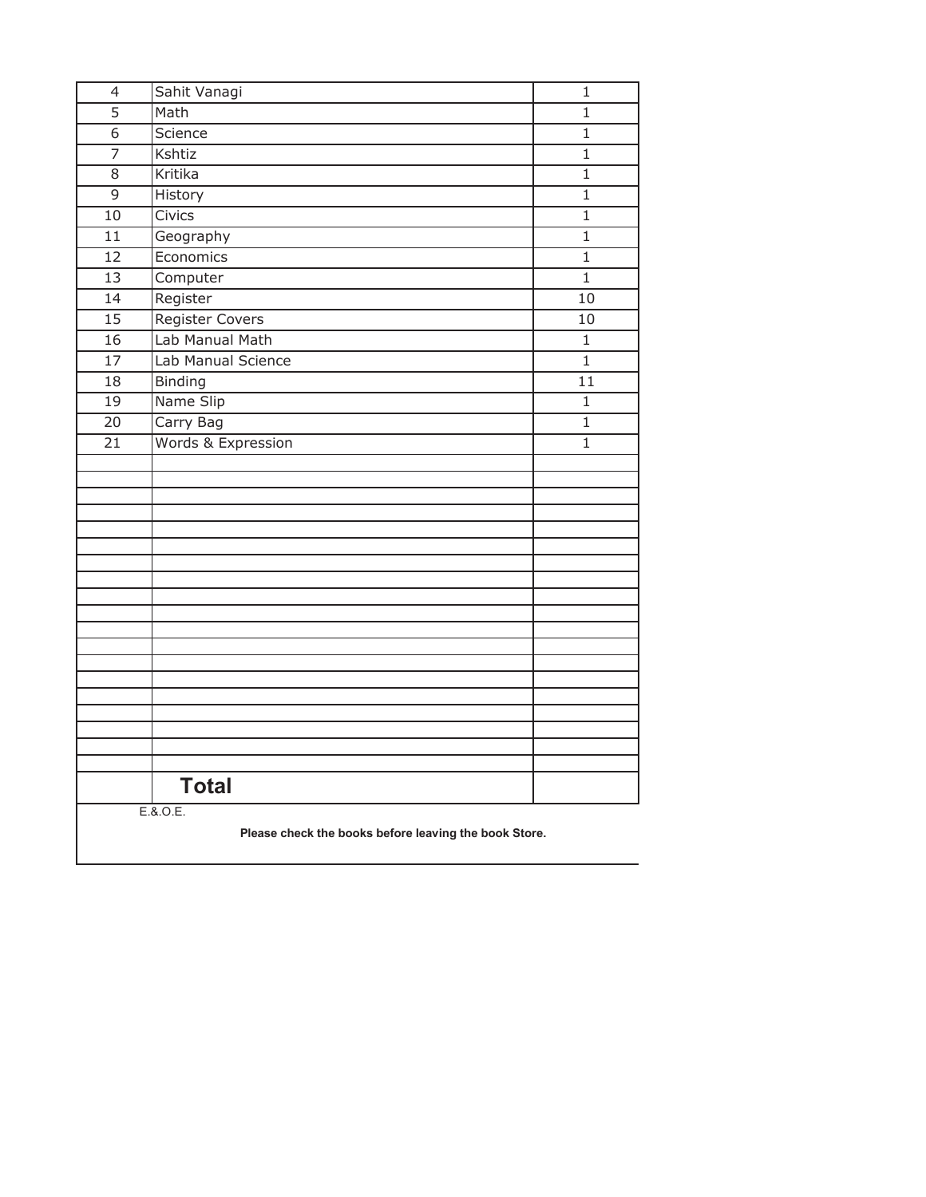| | | |
|---|---|---|
| 4 | Sahit Vanagi | 1 |
| 5 | Math | 1 |
| 6 | Science | 1 |
| 7 | Kshtiz | 1 |
| 8 | Kritika | 1 |
| 9 | History | 1 |
| 10 | Civics | 1 |
| 11 | Geography | 1 |
| 12 | Economics | 1 |
| 13 | Computer | 1 |
| 14 | Register | 10 |
| 15 | Register Covers | 10 |
| 16 | Lab Manual Math | 1 |
| 17 | Lab Manual Science | 1 |
| 18 | Binding | 11 |
| 19 | Name Slip | 1 |
| 20 | Carry Bag | 1 |
| 21 | Words & Expression | 1 |
| | | |
| | | |
| | | |
| | | |
| | | |
| | | |
| | | |
| | | |
| | | |
| | | |
| | | |
| | | |
| | | |
| | | |
| | | |
| | | |
| | | |
| | | |
| | | |
| | **Total** | |

E.&.O.E.

**Please check the books before leaving the book Store.**